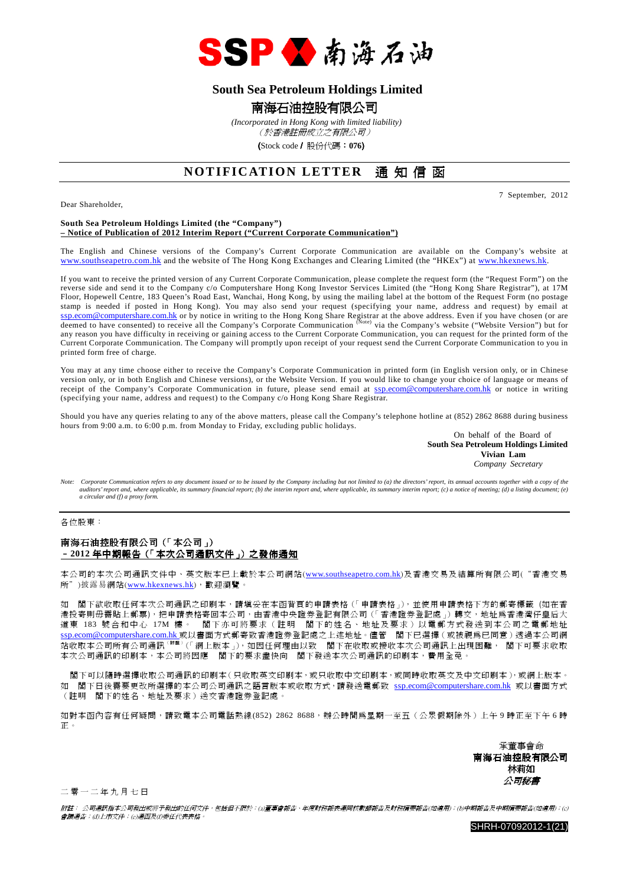SSP 南海石油

# South Sea Petroleum Holdings Limited

# 南海石油控股有限公司

*(Incorporated in Hong Kong with limited liability)*
*（於香港註冊成立之有限公司）*

**(**Stock code **/** 股份代碼：**076)**

## NOTIFICATION LETTER 通知信函

7 September, 2012

Dear Shareholder,

**South Sea Petroleum Holdings Limited (the "Company")**
**– Notice of Publication of 2012 Interim Report ("Current Corporate Communication")**

The English and Chinese versions of the Company's Current Corporate Communication are available on the Company's website at www.southseapetro.com.hk and the website of The Hong Kong Exchanges and Clearing Limited (the "HKEx") at www.hkexnews.hk.

If you want to receive the printed version of any Current Corporate Communication, please complete the request form (the "Request Form") on the reverse side and send it to the Company c/o Computershare Hong Kong Investor Services Limited (the "Hong Kong Share Registrar"), at 17M Floor, Hopewell Centre, 183 Queen's Road East, Wanchai, Hong Kong, by using the mailing label at the bottom of the Request Form (no postage stamp is needed if posted in Hong Kong). You may also send your request (specifying your name, address and request) by email at ssp.ecom@computershare.com.hk or by notice in writing to the Hong Kong Share Registrar at the above address. Even if you have chosen (or are deemed to have consented) to receive all the Company's Corporate Communication (Note) via the Company's website ("Website Version") but for any reason you have difficulty in receiving or gaining access to the Current Corporate Communication, you can request for the printed form of the Current Corporate Communication. The Company will promptly upon receipt of your request send the Current Corporate Communication to you in printed form free of charge.

You may at any time choose either to receive the Company's Corporate Communication in printed form (in English version only, or in Chinese version only, or in both English and Chinese versions), or the Website Version. If you would like to change your choice of language or means of receipt of the Company's Corporate Communication in future, please send email at ssp.ecom@computershare.com.hk or notice in writing (specifying your name, address and request) to the Company c/o Hong Kong Share Registrar.

Should you have any queries relating to any of the above matters, please call the Company's telephone hotline at (852) 2862 8688 during business hours from 9:00 a.m. to 6:00 p.m. from Monday to Friday, excluding public holidays.

On behalf of the Board of
**South Sea Petroleum Holdings Limited**
**Vivian Lam**
*Company Secretary*

*Note: Corporate Communication refers to any document issued or to be issued by the Company including but not limited to (a) the directors' report, its annual accounts together with a copy of the auditors' report and, where applicable, its summary financial report; (b) the interim report and, where applicable, its summary interim report; (c) a notice of meeting; (d) a listing document; (e) a circular and (f) a proxy form.*

---

各位股東：

**南海石油控股有限公司（「本公司」）**
**– 2012 年中期報告（「本次公司通訊文件」）之發佈通知**

本公司的本次公司通訊文件中、英文版本已上載於本公司網站(www.southseapetro.com.hk)及香港交易及結算所有限公司("香港交易所")披露易網站(www.hkexnews.hk)，歡迎瀏覽。

如 閣下欲收取任何本次公司通訊之印刷本，請填妥在本函背頁的申請表格（「申請表格」），並使用申請表格下方的郵寄標籤（如在香港投寄則毋需貼上郵票），把申請表格寄回本公司，由香港中央證券登記有限公司（「香港證券登記處」）轉交，地址為香港灣仔皇后大道東 183 號合和中心 17M 樓。 閣下亦可將要求（註明 閣下的姓名、地址及要求）以電郵方式發送到本公司之電郵地址 ssp.ecom@computershare.com.hk 或以書面方式郵寄致香港證券登記處之上述地址。儘管 閣下已選擇（或被視為已同意）透過本公司網站收取本公司所有公司通訊(附註)（「網上版本」），如因任何理由以致 閣下在收取或接收本次公司通訊上出現困難， 閣下可要求收取本次公司通訊的印刷本，本公司將因應 閣下的要求盡快向 閣下發送本次公司通訊的印刷本，費用全免。

閣下可以隨時選擇收取公司通訊的印刷本（只收取英文印刷本，或只收取中文印刷本，或同時收取英文及中文印刷本），或網上版本。如 閣下日後需要更改所選擇的本公司公司通訊之語言版本或收取方式，請發送電郵致 ssp.ecom@computershare.com.hk 或以書面方式（註明 閣下的姓名、地址及要求）送交香港證券登記處。

如對本函內容有任何疑問，請致電本公司電話熱線(852) 2862 8688，辦公時間為星期一至五（公眾假期除外）上午 9 時正至下午 6 時正。

承董事會命
**南海石油控股有限公司**
**林莉如**
***公司秘書***

二零一二年九月七日

*附註： 公司通訊指本公司發出或將予發出的任何文件，包括但不限於：(a)董事會報告、年度財務報表連同核數師報告及財務摘要報告(如適用)；(b)中期報告及中期摘要報告(如適用)；(c)會議通告；(d)上市文件；(e)通函及(f)委任代表表格。*

SHRH-07092012-1(21)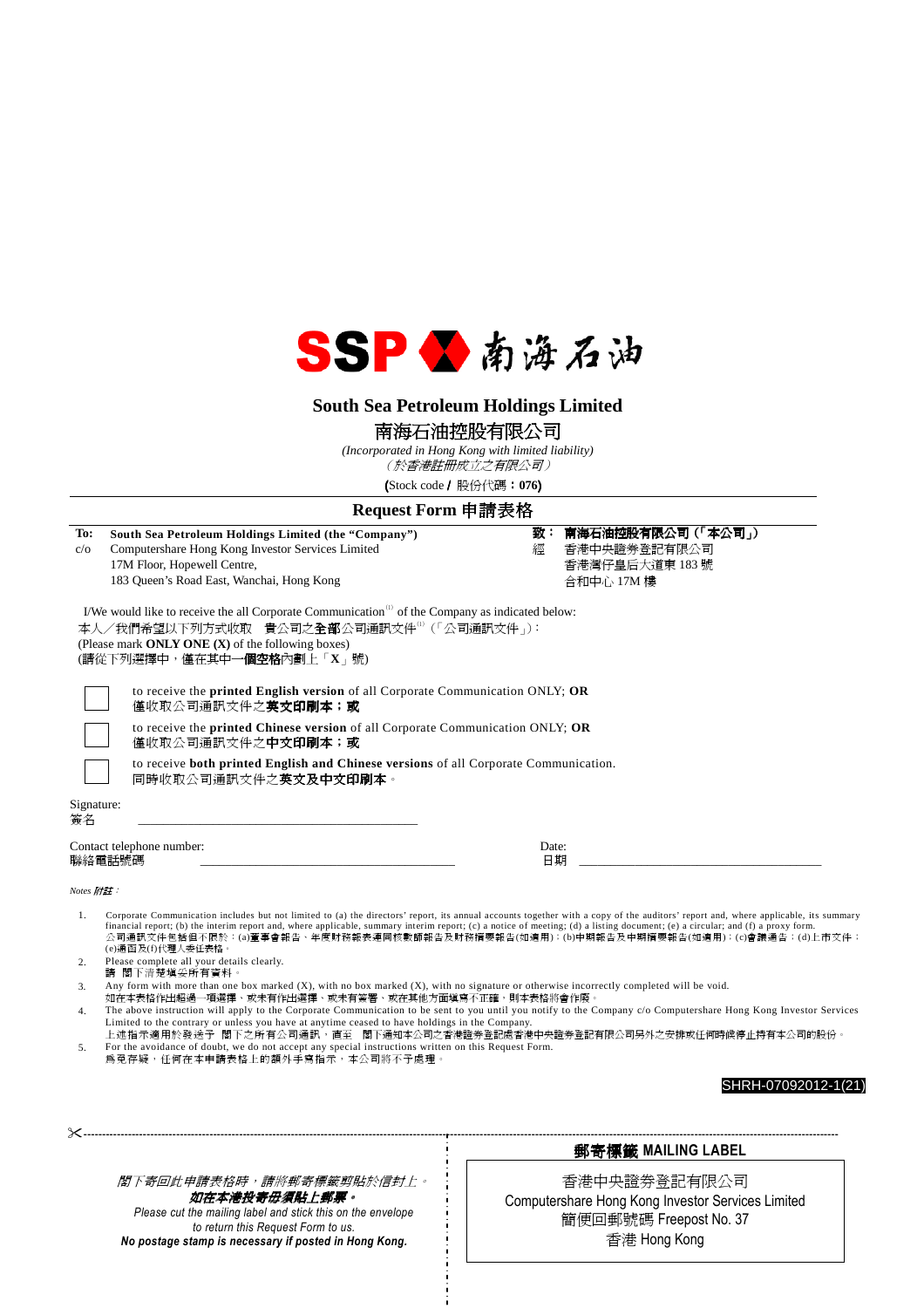SSP 南海石油

# South Sea Petroleum Holdings Limited

# 南海石油控股有限公司

*(Incorporated in Hong Kong with limited liability)*
*（於香港註冊成立之有限公司）*

(Stock code / 股份代碼：076)

## Request Form 申請表格

**To:** **South Sea Petroleum Holdings Limited (the "Company")**
c/o Computershare Hong Kong Investor Services Limited
17M Floor, Hopewell Centre,
183 Queen's Road East, Wanchai, Hong Kong

**致：** **南海石油控股有限公司（「本公司」）**
經 香港中央證券登記有限公司
香港灣仔皇后大道東 183 號
合和中心 17M 樓

I/We would like to receive the all Corporate Communication[1] of the Company as indicated below:
本人／我們希望以下列方式收取 貴公司之**全部**公司通訊文件[1]（「公司通訊文件」）：
(Please mark **ONLY ONE (X)** of the following boxes)
(請從下列選擇中，僅在其中**一個空格**內劃上「**X**」號)

☐ to receive the **printed English version** of all Corporate Communication ONLY; **OR**
僅收取公司通訊文件之**英文印刷本；或**

☐ to receive the **printed Chinese version** of all Corporate Communication ONLY; **OR**
僅收取公司通訊文件之**中文印刷本；或**

☐ to receive **both printed English and Chinese versions** of all Corporate Communication.
同時收取公司通訊文件之**英文及中文印刷本**。

Signature:
簽名 ______________________________

Contact telephone number:
聯絡電話號碼 ______________________________

Date:
日期 ______________________________

*Notes 附註：*

1. Corporate Communication includes but not limited to (a) the directors' report, its annual accounts together with a copy of the auditors' report and, where applicable, its summary financial report; (b) the interim report and, where applicable, summary interim report; (c) a notice of meeting; (d) a listing document; (e) a circular; and (f) a proxy form.
公司通訊文件包括但不限於：(a)董事會報告、年度財務報表連同核數師報告及財務摘要報告(如適用)；(b)中期報告及中期摘要報告(如適用)；(c)會議通告；(d)上市文件；(e)通函及(f)代理人委任表格。
2. Please complete all your details clearly.
請 閣下清楚填妥所有資料。
3. Any form with more than one box marked (X), with no box marked (X), with no signature or otherwise incorrectly completed will be void.
如在本表格作出超過一項選擇、或未有作出選擇、或未有簽署、或在其他方面填寫不正確，則本表格將會作廢。
4. The above instruction will apply to the Corporate Communication to be sent to you until you notify to the Company c/o Computershare Hong Kong Investor Services Limited to the contrary or unless you have at anytime ceased to have holdings in the Company.
上述指示適用於發送予 閣下之所有公司通訊，直至 閣下通知本公司之香港證券登記處香港中央證券登記有限公司另外之安排或任何時候停止持有本公司的股份。
5. For the avoidance of doubt, we do not accept any special instructions written on this Request Form.
為免存疑，任何在本申請表格上的額外手寫指示，本公司將不予處理。

SHRH-07092012-1(21)

---

*閣下寄回此申請表格時，請將郵寄標籤剪貼於信封上。*
***如在本港投寄毋須貼上郵票。***
*Please cut the mailing label and stick this on the envelope to return this Request Form to us.*
***No postage stamp is necessary if posted in Hong Kong.***

**郵寄標籤 MAILING LABEL**

香港中央證券登記有限公司
Computershare Hong Kong Investor Services Limited
簡便回郵號碼 Freepost No. 37
香港 Hong Kong